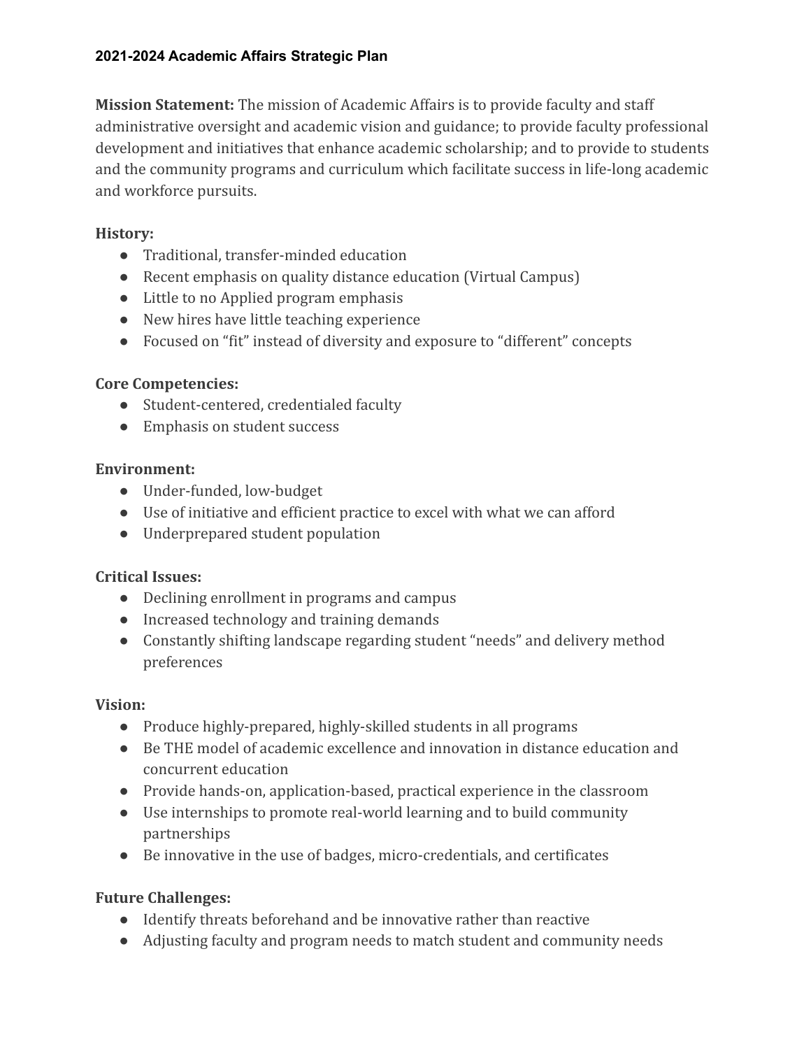# 2021-2024 Academic Affairs Strategic Plan

**Mission Statement:** The mission of Academic Affairs is to provide faculty and staff administrative oversight and academic vision and guidance; to provide faculty professional development and initiatives that enhance academic scholarship; and to provide to students and the community programs and curriculum which facilitate success in life-long academic and workforce pursuits.

**History:**

- Traditional, transfer-minded education
- Recent emphasis on quality distance education (Virtual Campus)
- Little to no Applied program emphasis
- New hires have little teaching experience
- Focused on "fit" instead of diversity and exposure to "different" concepts

**Core Competencies:**

- Student-centered, credentialed faculty
- Emphasis on student success

**Environment:**

- Under-funded, low-budget
- Use of initiative and efficient practice to excel with what we can afford
- Underprepared student population

**Critical Issues:**

- Declining enrollment in programs and campus
- Increased technology and training demands
- Constantly shifting landscape regarding student "needs" and delivery method preferences

**Vision:**

- Produce highly-prepared, highly-skilled students in all programs
- Be THE model of academic excellence and innovation in distance education and concurrent education
- Provide hands-on, application-based, practical experience in the classroom
- Use internships to promote real-world learning and to build community partnerships
- Be innovative in the use of badges, micro-credentials, and certificates

**Future Challenges:**

- Identify threats beforehand and be innovative rather than reactive
- Adjusting faculty and program needs to match student and community needs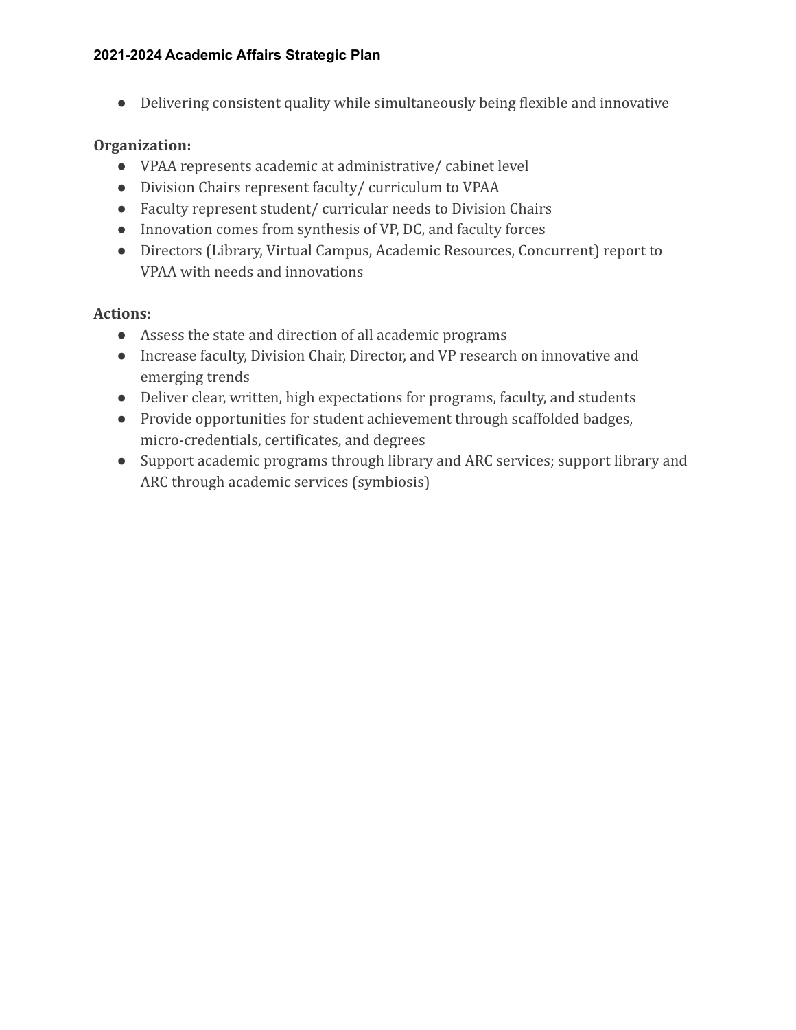- Delivering consistent quality while simultaneously being flexible and innovative

**Organization:**

- VPAA represents academic at administrative/ cabinet level
- Division Chairs represent faculty/ curriculum to VPAA
- Faculty represent student/ curricular needs to Division Chairs
- Innovation comes from synthesis of VP, DC, and faculty forces
- Directors (Library, Virtual Campus, Academic Resources, Concurrent) report to VPAA with needs and innovations

**Actions:**

- Assess the state and direction of all academic programs
- Increase faculty, Division Chair, Director, and VP research on innovative and emerging trends
- Deliver clear, written, high expectations for programs, faculty, and students
- Provide opportunities for student achievement through scaffolded badges, micro-credentials, certificates, and degrees
- Support academic programs through library and ARC services; support library and ARC through academic services (symbiosis)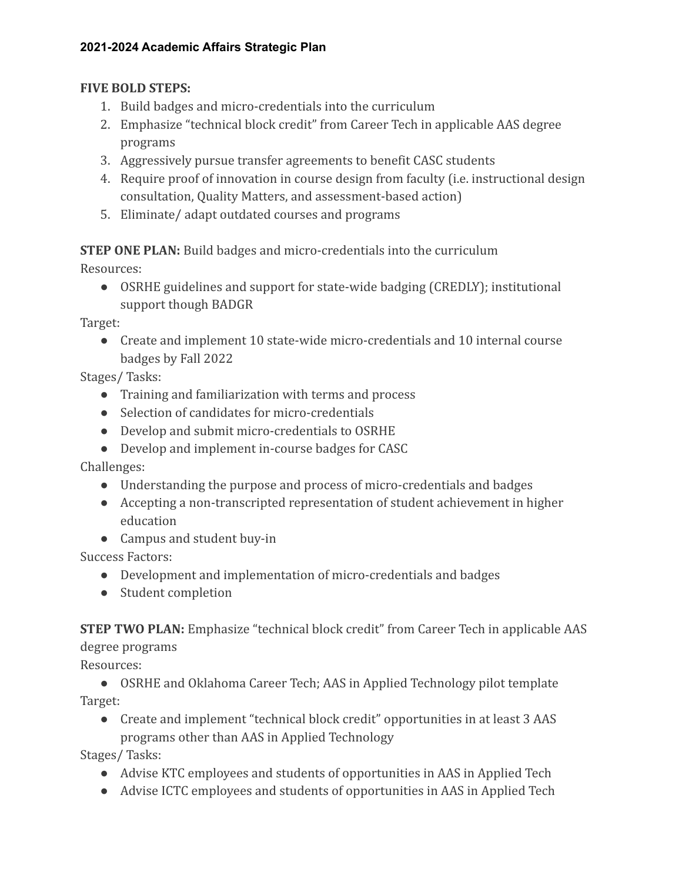**2021-2024 Academic Affairs Strategic Plan**

**FIVE BOLD STEPS:**

1. Build badges and micro-credentials into the curriculum
2. Emphasize "technical block credit" from Career Tech in applicable AAS degree programs
3. Aggressively pursue transfer agreements to benefit CASC students
4. Require proof of innovation in course design from faculty (i.e. instructional design consultation, Quality Matters, and assessment-based action)
5. Eliminate/ adapt outdated courses and programs

**STEP ONE PLAN:** Build badges and micro-credentials into the curriculum

Resources:

- OSRHE guidelines and support for state-wide badging (CREDLY); institutional support though BADGR

Target:

- Create and implement 10 state-wide micro-credentials and 10 internal course badges by Fall 2022

Stages/ Tasks:

- Training and familiarization with terms and process
- Selection of candidates for micro-credentials
- Develop and submit micro-credentials to OSRHE
- Develop and implement in-course badges for CASC

Challenges:

- Understanding the purpose and process of micro-credentials and badges
- Accepting a non-transcripted representation of student achievement in higher education
- Campus and student buy-in

Success Factors:

- Development and implementation of micro-credentials and badges
- Student completion

**STEP TWO PLAN:** Emphasize "technical block credit" from Career Tech in applicable AAS degree programs

Resources:

- OSRHE and Oklahoma Career Tech; AAS in Applied Technology pilot template

Target:

- Create and implement "technical block credit" opportunities in at least 3 AAS programs other than AAS in Applied Technology

Stages/ Tasks:

- Advise KTC employees and students of opportunities in AAS in Applied Tech
- Advise ICTC employees and students of opportunities in AAS in Applied Tech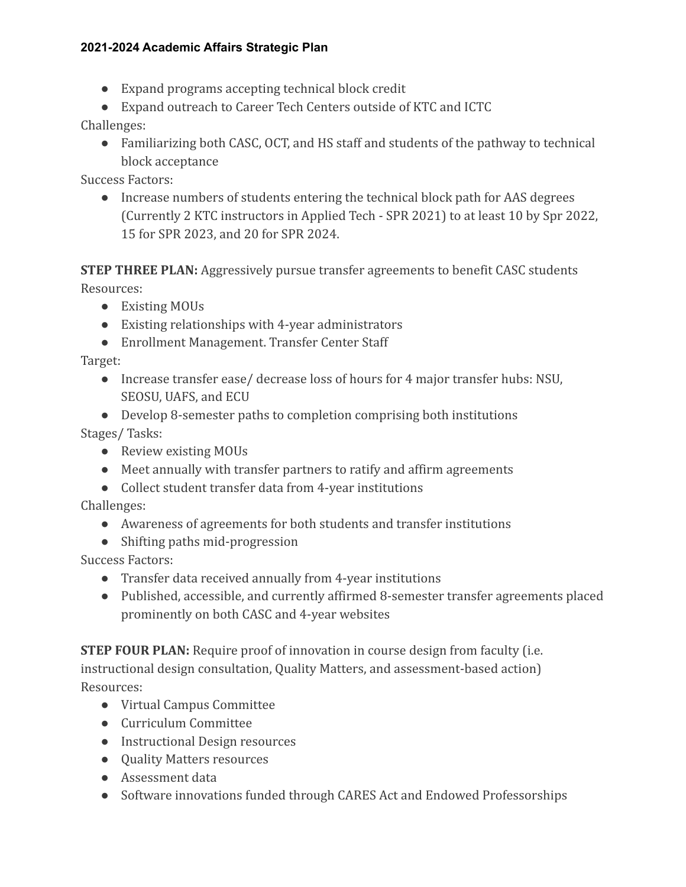- Expand programs accepting technical block credit
- Expand outreach to Career Tech Centers outside of KTC and ICTC

Challenges:

- Familiarizing both CASC, OCT, and HS staff and students of the pathway to technical block acceptance

Success Factors:

- Increase numbers of students entering the technical block path for AAS degrees (Currently 2 KTC instructors in Applied Tech - SPR 2021) to at least 10 by Spr 2022, 15 for SPR 2023, and 20 for SPR 2024.

**STEP THREE PLAN:** Aggressively pursue transfer agreements to benefit CASC students

Resources:

- Existing MOUs
- Existing relationships with 4-year administrators
- Enrollment Management. Transfer Center Staff

Target:

- Increase transfer ease/ decrease loss of hours for 4 major transfer hubs: NSU, SEOSU, UAFS, and ECU
- Develop 8-semester paths to completion comprising both institutions

Stages/ Tasks:

- Review existing MOUs
- Meet annually with transfer partners to ratify and affirm agreements
- Collect student transfer data from 4-year institutions

Challenges:

- Awareness of agreements for both students and transfer institutions
- Shifting paths mid-progression

Success Factors:

- Transfer data received annually from 4-year institutions
- Published, accessible, and currently affirmed 8-semester transfer agreements placed prominently on both CASC and 4-year websites

**STEP FOUR PLAN:** Require proof of innovation in course design from faculty (i.e. instructional design consultation, Quality Matters, and assessment-based action)

Resources:

- Virtual Campus Committee
- Curriculum Committee
- Instructional Design resources
- Quality Matters resources
- Assessment data
- Software innovations funded through CARES Act and Endowed Professorships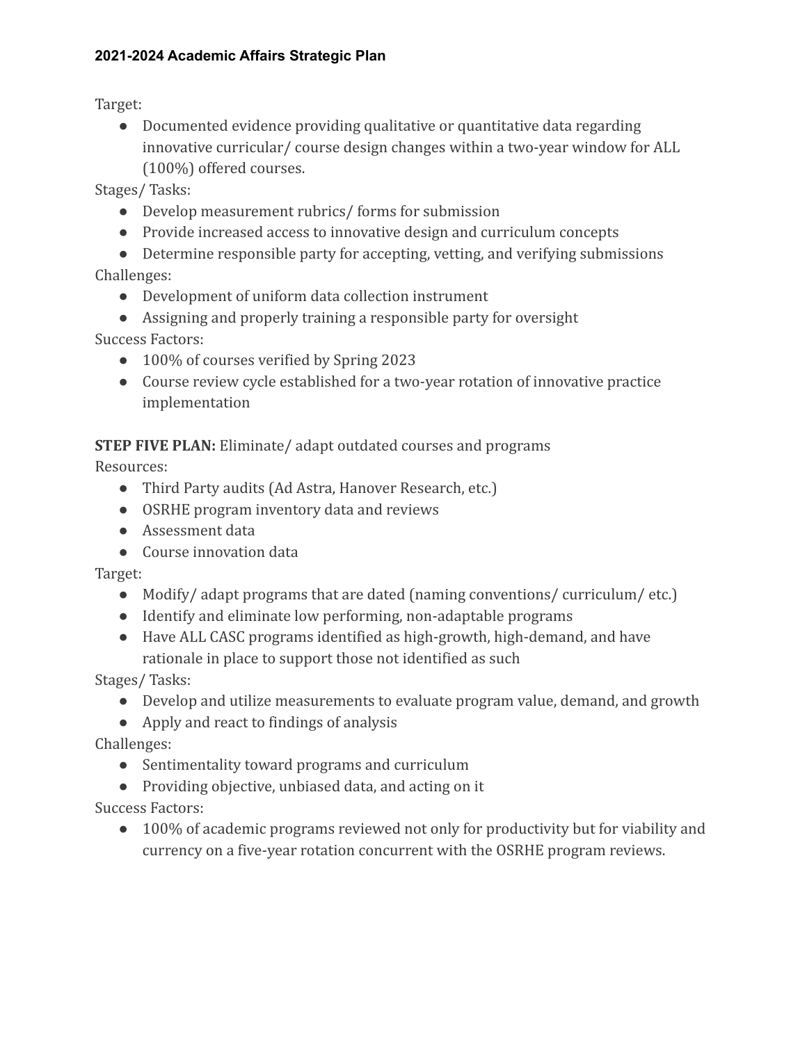Target:

- Documented evidence providing qualitative or quantitative data regarding innovative curricular/ course design changes within a two-year window for ALL (100%) offered courses.

Stages/ Tasks:

- Develop measurement rubrics/ forms for submission
- Provide increased access to innovative design and curriculum concepts
- Determine responsible party for accepting, vetting, and verifying submissions

Challenges:

- Development of uniform data collection instrument
- Assigning and properly training a responsible party for oversight

Success Factors:

- 100% of courses verified by Spring 2023
- Course review cycle established for a two-year rotation of innovative practice implementation

**STEP FIVE PLAN:** Eliminate/ adapt outdated courses and programs

Resources:

- Third Party audits (Ad Astra, Hanover Research, etc.)
- OSRHE program inventory data and reviews
- Assessment data
- Course innovation data

Target:

- Modify/ adapt programs that are dated (naming conventions/ curriculum/ etc.)
- Identify and eliminate low performing, non-adaptable programs
- Have ALL CASC programs identified as high-growth, high-demand, and have rationale in place to support those not identified as such

Stages/ Tasks:

- Develop and utilize measurements to evaluate program value, demand, and growth
- Apply and react to findings of analysis

Challenges:

- Sentimentality toward programs and curriculum
- Providing objective, unbiased data, and acting on it

Success Factors:

- 100% of academic programs reviewed not only for productivity but for viability and currency on a five-year rotation concurrent with the OSRHE program reviews.